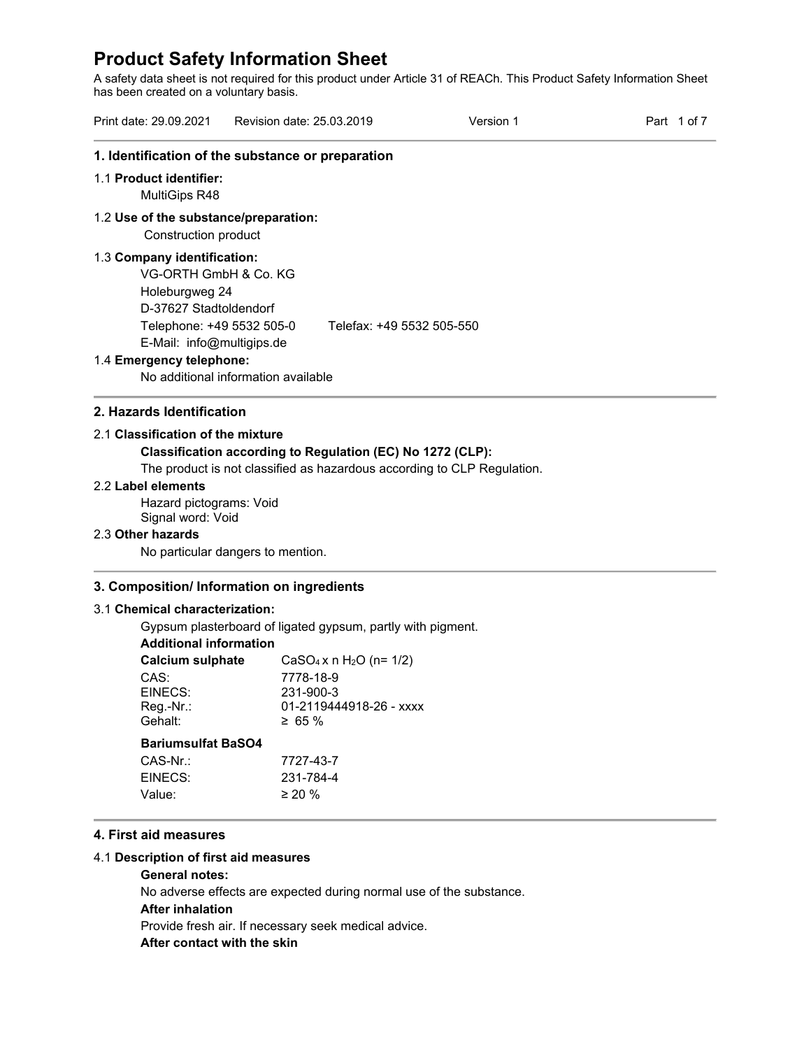# Product Safety Information Sheet

A safety data sheet is not required for this product under Article 31 of REACh. This Product Safety Information Sheet has been created on a voluntary basis.

Print date: 29.09.2021 Revision date: 25.03.2019 Version 1

## 1. Identification of the substance or preparation

1.1 **Product identifier:**

MultiGips R48

1.2 **Use of the substance/preparation:**

Construction product

1.3 **Company identification:**

VG-ORTH GmbH & Co. KG
Holeburgweg 24
D-37627 Stadtoldendorf
Telephone: +49 5532 505-0 Telefax: +49 5532 505-550
E-Mail: info@multigips.de

1.4 **Emergency telephone:**

No additional information available

## 2. Hazards Identification

2.1 **Classification of the mixture**

**Classification according to Regulation (EC) No 1272 (CLP):**

The product is not classified as hazardous according to CLP Regulation.

2.2 **Label elements**

Hazard pictograms: Void
Signal word: Void

2.3 **Other hazards**

No particular dangers to mention.

## 3. Composition/ Information on ingredients

3.1 **Chemical characterization:**

Gypsum plasterboard of ligated gypsum, partly with pigment.

**Additional information**

| **Calcium sulphate** | $CaSO_4$ x n $H_2O$ (n= 1/2) |
|---|---|
| CAS: | 7778-18-9 |
| EINECS: | 231-900-3 |
| Reg.-Nr.: | 01-2119444918-26 - xxxx |
| Gehalt: | ≥ 65 % |

**Bariumsulfat BaSO4**

| CAS-Nr.: | 7727-43-7 |
|---|---|
| EINECS: | 231-784-4 |
| Value: | ≥ 20 % |

## 4. First aid measures

4.1 **Description of first aid measures**

**General notes:**

No adverse effects are expected during normal use of the substance.

**After inhalation**

Provide fresh air. If necessary seek medical advice.

**After contact with the skin**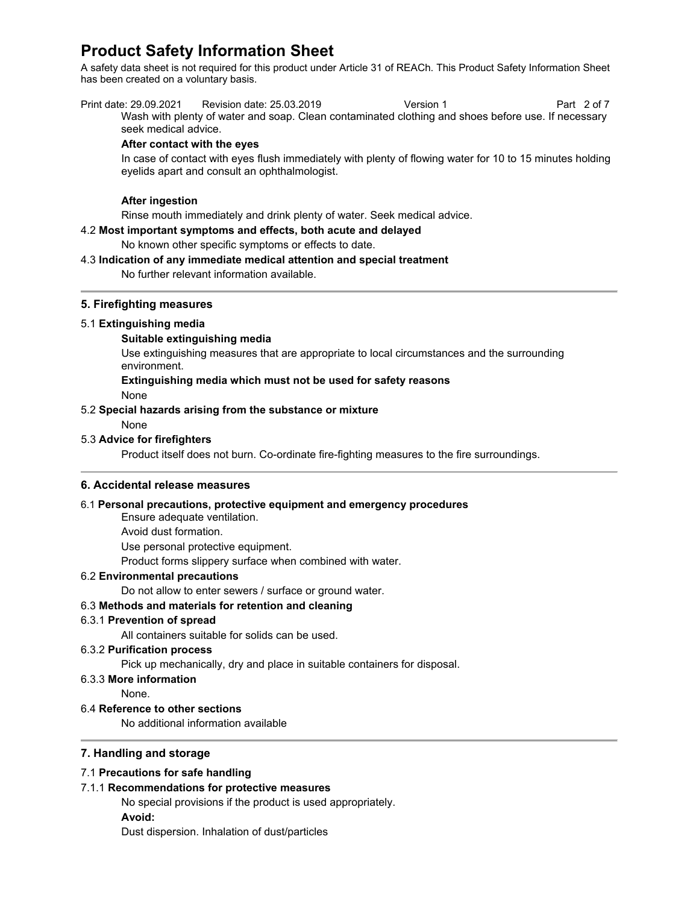Wash with plenty of water and soap. Clean contaminated clothing and shoes before use. If necessary seek medical advice.

**After contact with the eyes**

In case of contact with eyes flush immediately with plenty of flowing water for 10 to 15 minutes holding eyelids apart and consult an ophthalmologist.

**After ingestion**

Rinse mouth immediately and drink plenty of water. Seek medical advice.

4.2 **Most important symptoms and effects, both acute and delayed**

No known other specific symptoms or effects to date.

4.3 **Indication of any immediate medical attention and special treatment**

No further relevant information available.

## 5. Firefighting measures

5.1 **Extinguishing media**

**Suitable extinguishing media**

Use extinguishing measures that are appropriate to local circumstances and the surrounding environment.

**Extinguishing media which must not be used for safety reasons**

None

5.2 **Special hazards arising from the substance or mixture**

None

5.3 **Advice for firefighters**

Product itself does not burn. Co-ordinate fire-fighting measures to the fire surroundings.

## 6. Accidental release measures

6.1 **Personal precautions, protective equipment and emergency procedures**

Ensure adequate ventilation.

Avoid dust formation.

Use personal protective equipment.

Product forms slippery surface when combined with water.

6.2 **Environmental precautions**

Do not allow to enter sewers / surface or ground water.

6.3 **Methods and materials for retention and cleaning**

6.3.1 **Prevention of spread**

All containers suitable for solids can be used.

6.3.2 **Purification process**

Pick up mechanically, dry and place in suitable containers for disposal.

6.3.3 **More information**

None.

6.4 **Reference to other sections**

No additional information available

## 7. Handling and storage

7.1 **Precautions for safe handling**

7.1.1 **Recommendations for protective measures**

No special provisions if the product is used appropriately.

**Avoid:**

Dust dispersion. Inhalation of dust/particles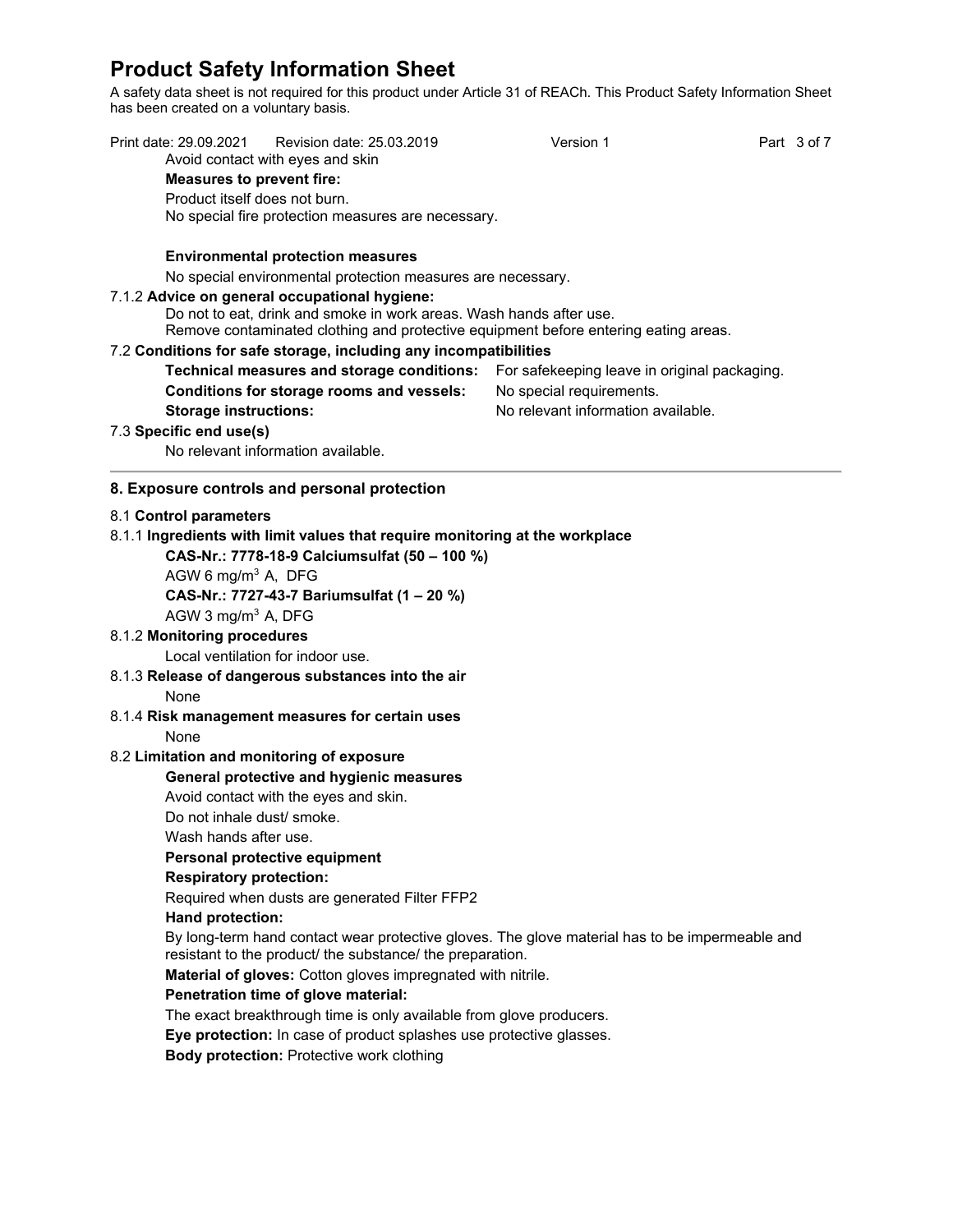Avoid contact with eyes and skin

**Measures to prevent fire:**

Product itself does not burn.
No special fire protection measures are necessary.

**Environmental protection measures**

No special environmental protection measures are necessary.

7.1.2 **Advice on general occupational hygiene:**

Do not to eat, drink and smoke in work areas. Wash hands after use.
Remove contaminated clothing and protective equipment before entering eating areas.

7.2 **Conditions for safe storage, including any incompatibilities**

**Technical measures and storage conditions:** For safekeeping leave in original packaging.
**Conditions for storage rooms and vessels:** No special requirements.
**Storage instructions:** No relevant information available.

7.3 **Specific end use(s)**

No relevant information available.

## 8. Exposure controls and personal protection

8.1 **Control parameters**

8.1.1 **Ingredients with limit values that require monitoring at the workplace**

**CAS-Nr.: 7778-18-9 Calciumsulfat (50 – 100 %)**

AGW 6 mg/m$^3$ A, DFG

**CAS-Nr.: 7727-43-7 Bariumsulfat (1 – 20 %)**

AGW 3 mg/m$^3$ A, DFG

8.1.2 **Monitoring procedures**

Local ventilation for indoor use.

8.1.3 **Release of dangerous substances into the air**

None

8.1.4 **Risk management measures for certain uses**

None

8.2 **Limitation and monitoring of exposure**

**General protective and hygienic measures**

Avoid contact with the eyes and skin.

Do not inhale dust/ smoke.

Wash hands after use.

**Personal protective equipment**

**Respiratory protection:**

Required when dusts are generated Filter FFP2

**Hand protection:**

By long-term hand contact wear protective gloves. The glove material has to be impermeable and resistant to the product/ the substance/ the preparation.

**Material of gloves:** Cotton gloves impregnated with nitrile.

**Penetration time of glove material:**

The exact breakthrough time is only available from glove producers.

**Eye protection:** In case of product splashes use protective glasses.

**Body protection:** Protective work clothing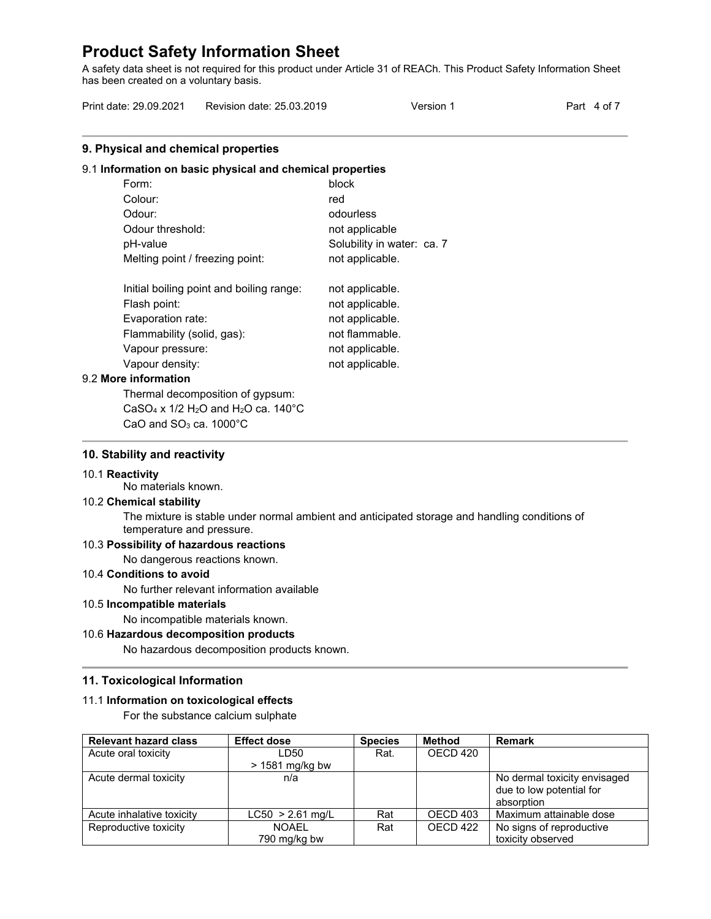# Product Safety Information Sheet

A safety data sheet is not required for this product under Article 31 of REACh. This Product Safety Information Sheet has been created on a voluntary basis.

Print date: 29.09.2021 Revision date: 25.03.2019 Version 1

## 9. Physical and chemical properties

### 9.1 Information on basic physical and chemical properties

| | |
|---|---|
| Form: | block |
| Colour: | red |
| Odour: | odourless |
| Odour threshold: | not applicable |
| pH-value | Solubility in water: ca. 7 |
| Melting point / freezing point: | not applicable. |
| Initial boiling point and boiling range: | not applicable. |
| Flash point: | not applicable. |
| Evaporation rate: | not applicable. |
| Flammability (solid, gas): | not flammable. |
| Vapour pressure: | not applicable. |
| Vapour density: | not applicable. |

### 9.2 More information

Thermal decomposition of gypsum:
$CaSO_4$ x 1/2 $H_2O$ and $H_2O$ ca. 140°C
$CaO$ and $SO_3$ ca. 1000°C

## 10. Stability and reactivity

### 10.1 Reactivity

No materials known.

### 10.2 Chemical stability

The mixture is stable under normal ambient and anticipated storage and handling conditions of temperature and pressure.

### 10.3 Possibility of hazardous reactions

No dangerous reactions known.

### 10.4 Conditions to avoid

No further relevant information available

### 10.5 Incompatible materials

No incompatible materials known.

### 10.6 Hazardous decomposition products

No hazardous decomposition products known.

## 11. Toxicological Information

### 11.1 Information on toxicological effects

For the substance calcium sulphate

| Relevant hazard class | Effect dose | Species | Method | Remark |
|---|---|---|---|---|
| Acute oral toxicity | LD50 > 1581 mg/kg bw | Rat. | OECD 420 | |
| Acute dermal toxicity | n/a | | | No dermal toxicity envisaged due to low potential for absorption |
| Acute inhalative toxicity | LC50 > 2.61 mg/L | Rat | OECD 403 | Maximum attainable dose |
| Reproductive toxicity | NOAEL 790 mg/kg bw | Rat | OECD 422 | No signs of reproductive toxicity observed |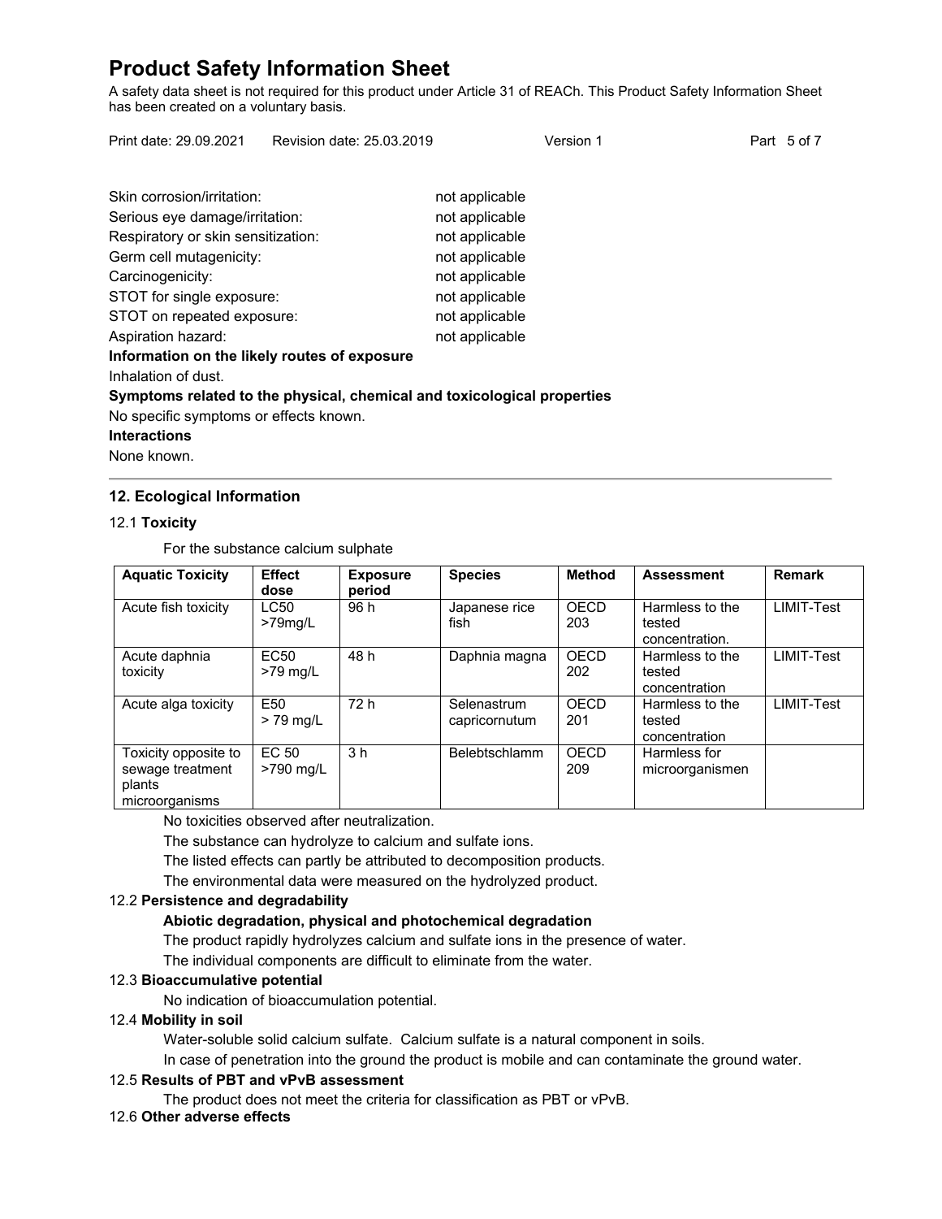Skin corrosion/irritation: not applicable
Serious eye damage/irritation: not applicable
Respiratory or skin sensitization: not applicable
Germ cell mutagenicity: not applicable
Carcinogenicity: not applicable
STOT for single exposure: not applicable
STOT on repeated exposure: not applicable
Aspiration hazard: not applicable

**Information on the likely routes of exposure**

Inhalation of dust.

**Symptoms related to the physical, chemical and toxicological properties**

No specific symptoms or effects known.

**Interactions**

None known.

## 12. Ecological Information

### 12.1 Toxicity

For the substance calcium sulphate

| Aquatic Toxicity | Effect dose | Exposure period | Species | Method | Assessment | Remark |
|---|---|---|---|---|---|---|
| Acute fish toxicity | LC50 >79mg/L | 96 h | Japanese rice fish | OECD 203 | Harmless to the tested concentration. | LIMIT-Test |
| Acute daphnia toxicity | EC50 >79 mg/L | 48 h | Daphnia magna | OECD 202 | Harmless to the tested concentration | LIMIT-Test |
| Acute alga toxicity | E50 > 79 mg/L | 72 h | Selenastrum capricornutum | OECD 201 | Harmless to the tested concentration | LIMIT-Test |
| Toxicity opposite to sewage treatment plants microorganisms | EC 50 >790 mg/L | 3 h | Belebtschlamm | OECD 209 | Harmless for microorganismen | |

No toxicities observed after neutralization.

The substance can hydrolyze to calcium and sulfate ions.

The listed effects can partly be attributed to decomposition products.

The environmental data were measured on the hydrolyzed product.

### 12.2 Persistence and degradability

**Abiotic degradation, physical and photochemical degradation**

The product rapidly hydrolyzes calcium and sulfate ions in the presence of water.

The individual components are difficult to eliminate from the water.

### 12.3 Bioaccumulative potential

No indication of bioaccumulation potential.

### 12.4 Mobility in soil

Water-soluble solid calcium sulfate. Calcium sulfate is a natural component in soils.

In case of penetration into the ground the product is mobile and can contaminate the ground water.

### 12.5 Results of PBT and vPvB assessment

The product does not meet the criteria for classification as PBT or vPvB.

### 12.6 Other adverse effects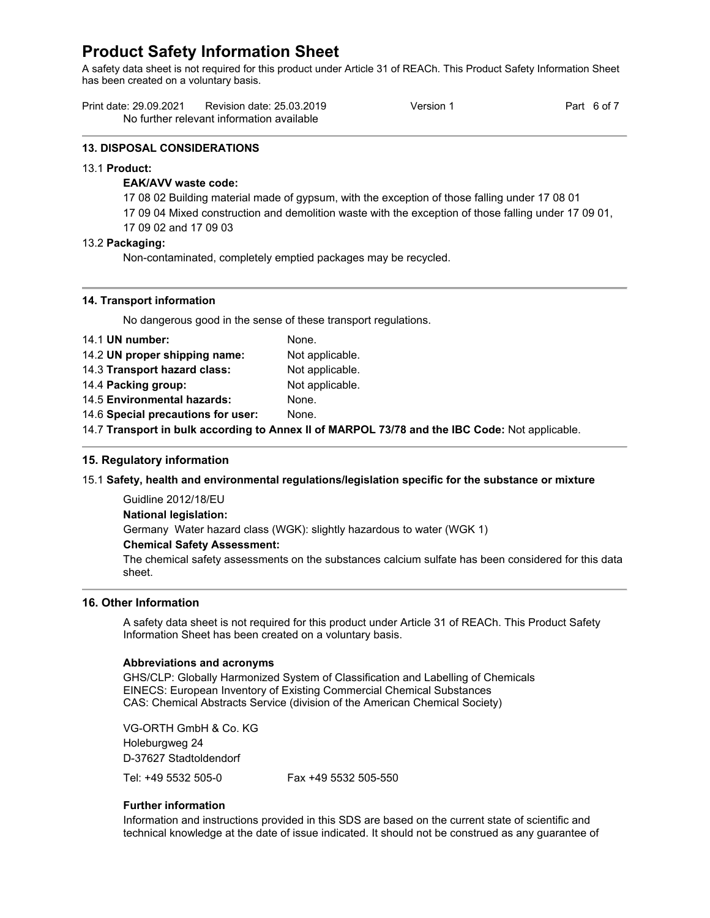No further relevant information available

## 13. DISPOSAL CONSIDERATIONS

13.1 **Product:**

**EAK/AVV waste code:**

17 08 02 Building material made of gypsum, with the exception of those falling under 17 08 01

17 09 04 Mixed construction and demolition waste with the exception of those falling under 17 09 01, 17 09 02 and 17 09 03

13.2 **Packaging:**

Non-contaminated, completely emptied packages may be recycled.

## 14. Transport information

No dangerous good in the sense of these transport regulations.

14.1 **UN number:** None.

14.2 **UN proper shipping name:** Not applicable.

14.3 **Transport hazard class:** Not applicable.

14.4 **Packing group:** Not applicable.

14.5 **Environmental hazards:** None.

14.6 **Special precautions for user:** None.

14.7 **Transport in bulk according to Annex II of MARPOL 73/78 and the IBC Code:** Not applicable.

## 15. Regulatory information

15.1 **Safety, health and environmental regulations/legislation specific for the substance or mixture**

Guidline 2012/18/EU

**National legislation:**

Germany Water hazard class (WGK): slightly hazardous to water (WGK 1)

**Chemical Safety Assessment:**

The chemical safety assessments on the substances calcium sulfate has been considered for this data sheet.

## 16. Other Information

A safety data sheet is not required for this product under Article 31 of REACh. This Product Safety Information Sheet has been created on a voluntary basis.

**Abbreviations and acronyms**

GHS/CLP: Globally Harmonized System of Classification and Labelling of Chemicals
EINECS: European Inventory of Existing Commercial Chemical Substances
CAS: Chemical Abstracts Service (division of the American Chemical Society)

VG-ORTH GmbH & Co. KG
Holeburgweg 24
D-37627 Stadtoldendorf

Tel: +49 5532 505-0 Fax +49 5532 505-550

**Further information**

Information and instructions provided in this SDS are based on the current state of scientific and technical knowledge at the date of issue indicated. It should not be construed as any guarantee of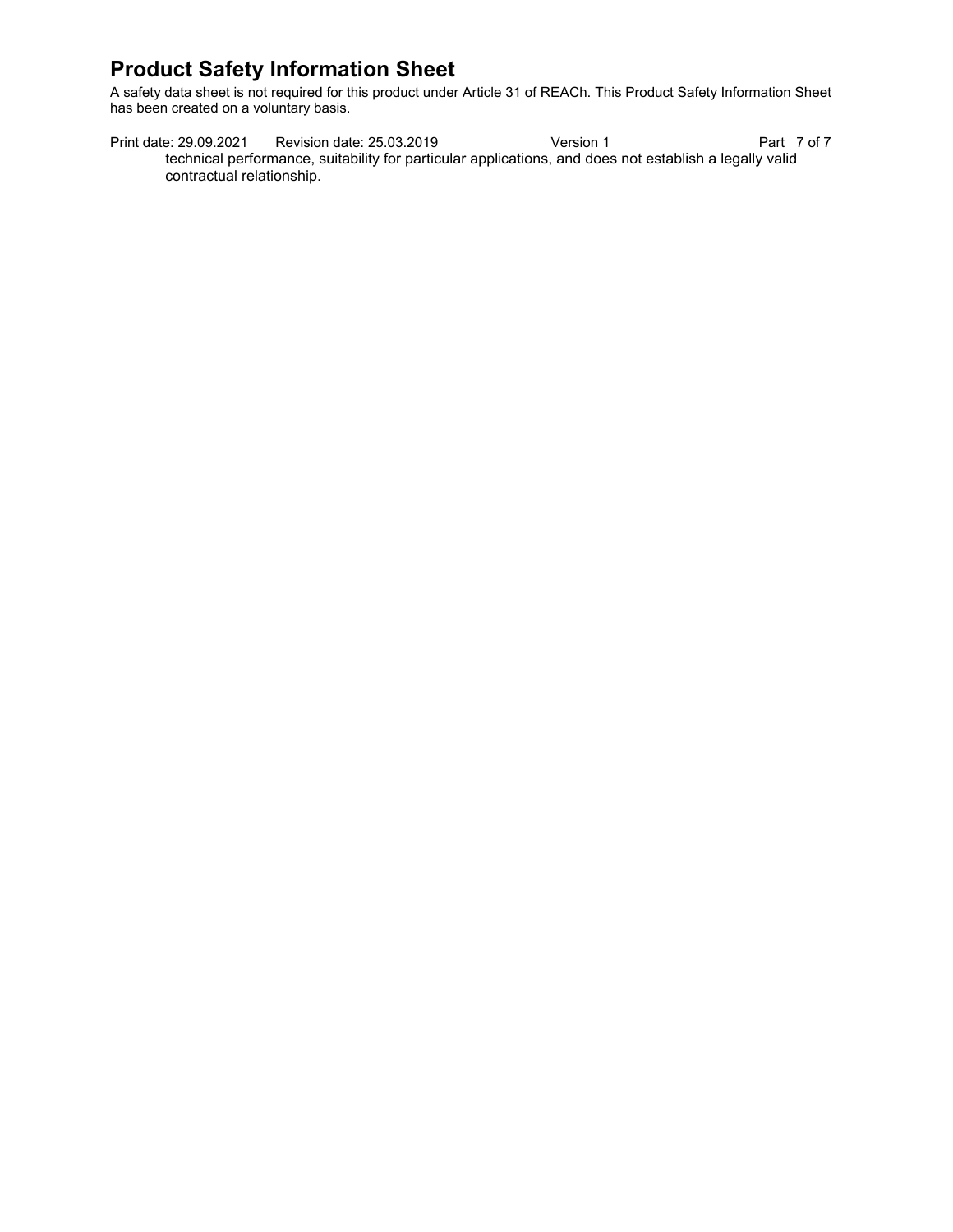technical performance, suitability for particular applications, and does not establish a legally valid contractual relationship.